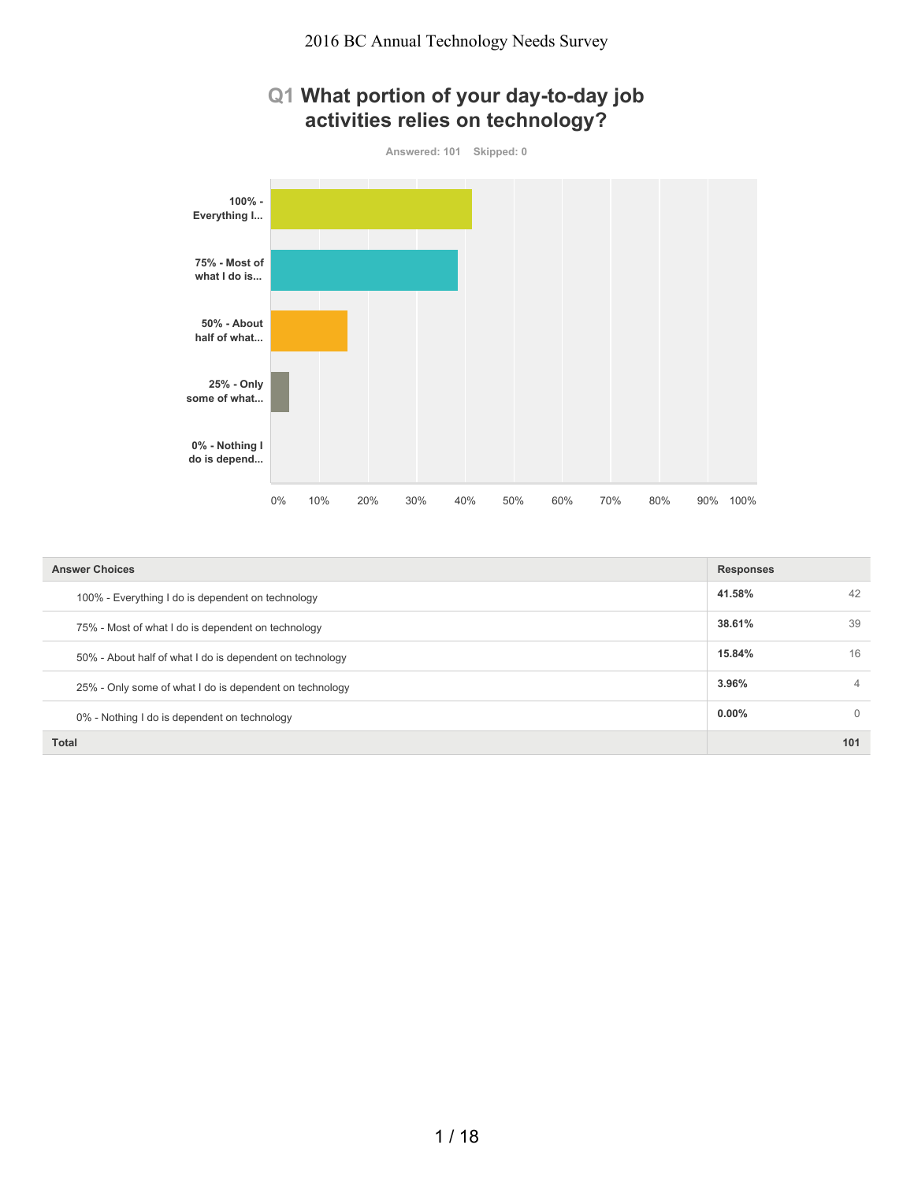# 2016 BC Annual Technology Needs Survey

## Q1 What portion of your day-to-day job activities relies on technology?

Answered: 101 Skipped: 0

| Answer Choices | Responses | |
|---|---|---|
| 100% - Everything I do is dependent on technology | 41.58% | 42 |
| 75% - Most of what I do is dependent on technology | 38.61% | 39 |
| 50% - About half of what I do is dependent on technology | 15.84% | 16 |
| 25% - Only some of what I do is dependent on technology | 3.96% | 4 |
| 0% - Nothing I do is dependent on technology | 0.00% | 0 |
| **Total** | | **101** |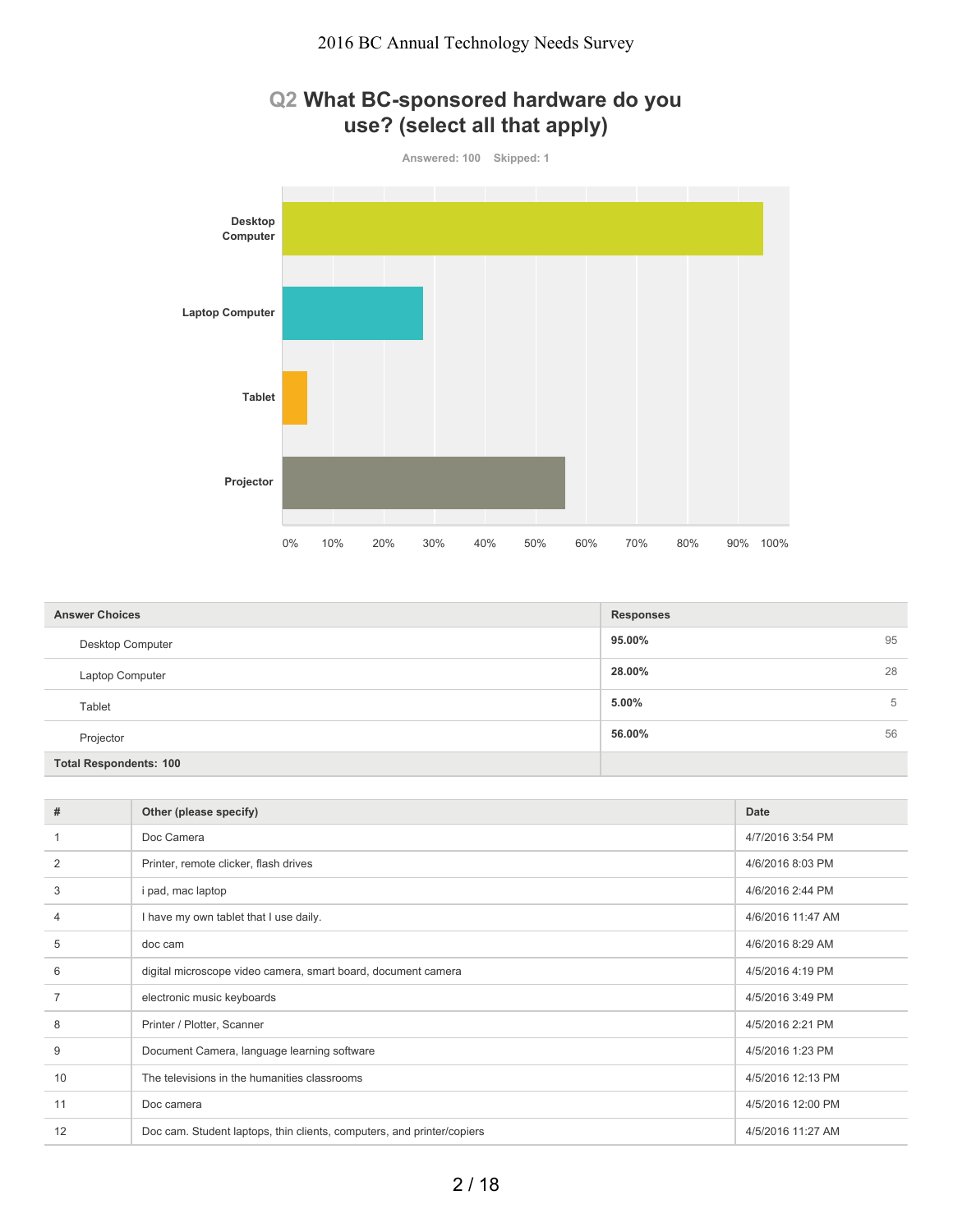## Q2 What BC-sponsored hardware do you use? (select all that apply)

Answered: 100 Skipped: 1

| Answer Choices | Responses | |
|---|---|---|
| Desktop Computer | 95.00% | 95 |
| Laptop Computer | 28.00% | 28 |
| Tablet | 5.00% | 5 |
| Projector | 56.00% | 56 |
| Total Respondents: 100 | | |

| # | Other (please specify) | Date |
|---|---|---|
| 1 | Doc Camera | 4/7/2016 3:54 PM |
| 2 | Printer, remote clicker, flash drives | 4/6/2016 8:03 PM |
| 3 | i pad, mac laptop | 4/6/2016 2:44 PM |
| 4 | I have my own tablet that I use daily. | 4/6/2016 11:47 AM |
| 5 | doc cam | 4/6/2016 8:29 AM |
| 6 | digital microscope video camera, smart board, document camera | 4/5/2016 4:19 PM |
| 7 | electronic music keyboards | 4/5/2016 3:49 PM |
| 8 | Printer / Plotter, Scanner | 4/5/2016 2:21 PM |
| 9 | Document Camera, language learning software | 4/5/2016 1:23 PM |
| 10 | The televisions in the humanities classrooms | 4/5/2016 12:13 PM |
| 11 | Doc camera | 4/5/2016 12:00 PM |
| 12 | Doc cam. Student laptops, thin clients, computers, and printer/copiers | 4/5/2016 11:27 AM |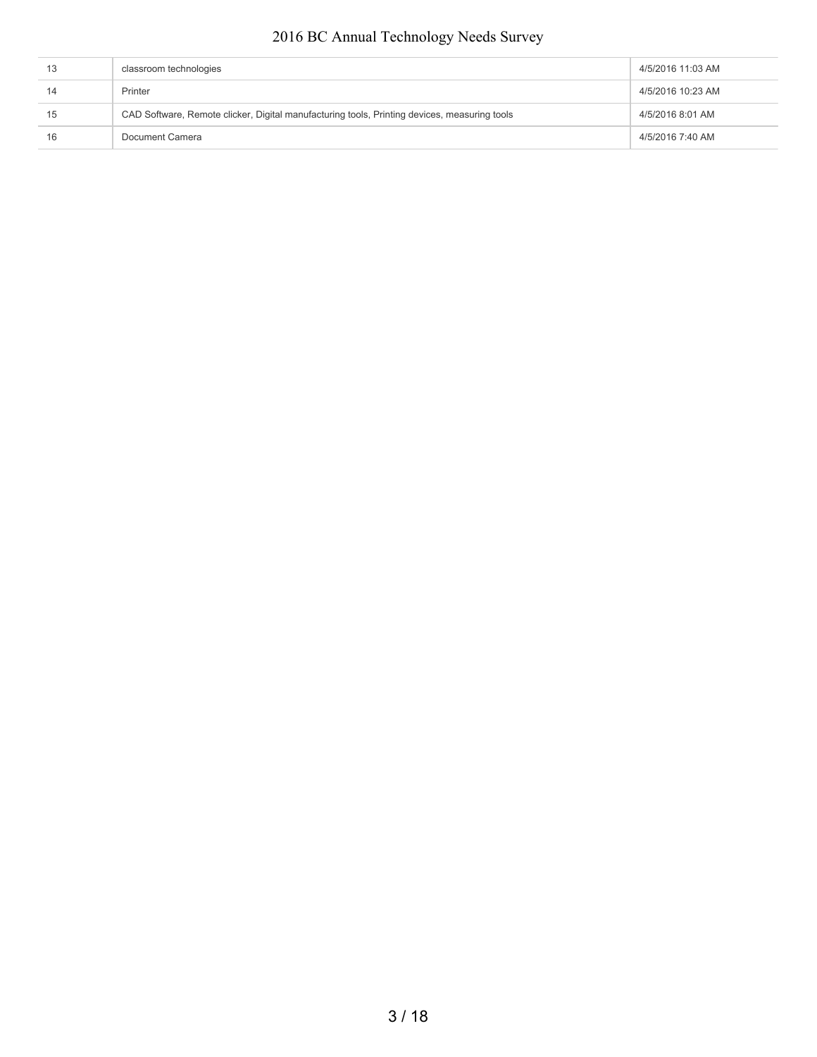| | | |
|---|---|---|
| 13 | classroom technologies | 4/5/2016 11:03 AM |
| 14 | Printer | 4/5/2016 10:23 AM |
| 15 | CAD Software, Remote clicker, Digital manufacturing tools, Printing devices, measuring tools | 4/5/2016 8:01 AM |
| 16 | Document Camera | 4/5/2016 7:40 AM |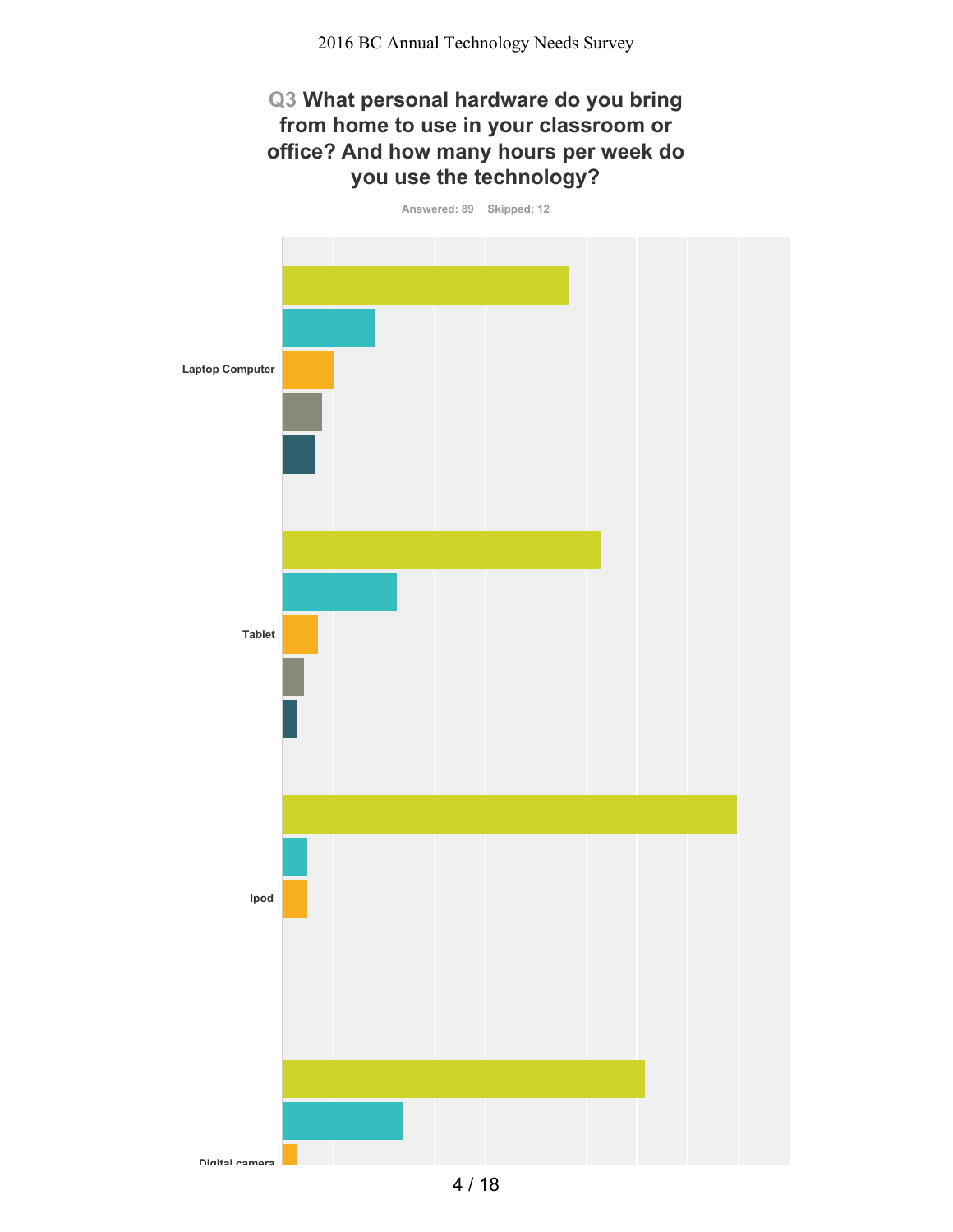## Q3 What personal hardware do you bring from home to use in your classroom or office? And how many hours per week do you use the technology?

Answered: 89 Skipped: 12

Laptop Computer

Tablet

Ipod

Digital camera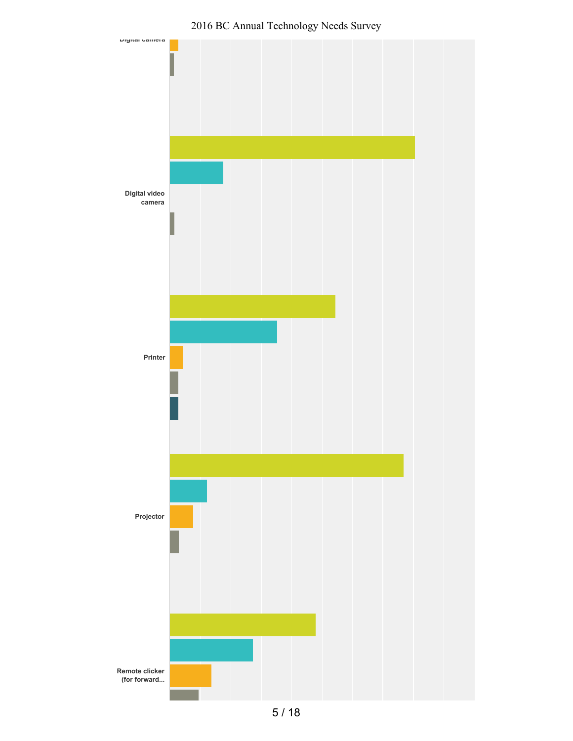Digital camera

Digital video camera

Printer

Projector

Remote clicker (for forward...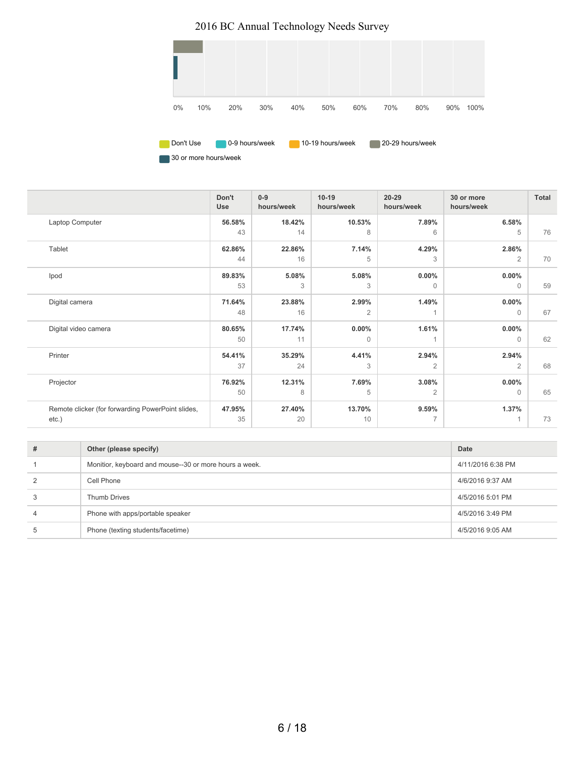0% 10% 20% 30% 40% 50% 60% 70% 80% 90% 100%

Don't Use | 0-9 hours/week | 10-19 hours/week | 20-29 hours/week | 30 or more hours/week

| | Don't Use | 0-9 hours/week | 10-19 hours/week | 20-29 hours/week | 30 or more hours/week | Total |
|---|---|---|---|---|---|---|
| Laptop Computer | **56.58%** 43 | **18.42%** 14 | **10.53%** 8 | **7.89%** 6 | **6.58%** 5 | 76 |
| Tablet | **62.86%** 44 | **22.86%** 16 | **7.14%** 5 | **4.29%** 3 | **2.86%** 2 | 70 |
| Ipod | **89.83%** 53 | **5.08%** 3 | **5.08%** 3 | **0.00%** 0 | **0.00%** 0 | 59 |
| Digital camera | **71.64%** 48 | **23.88%** 16 | **2.99%** 2 | **1.49%** 1 | **0.00%** 0 | 67 |
| Digital video camera | **80.65%** 50 | **17.74%** 11 | **0.00%** 0 | **1.61%** 1 | **0.00%** 0 | 62 |
| Printer | **54.41%** 37 | **35.29%** 24 | **4.41%** 3 | **2.94%** 2 | **2.94%** 2 | 68 |
| Projector | **76.92%** 50 | **12.31%** 8 | **7.69%** 5 | **3.08%** 2 | **0.00%** 0 | 65 |
| Remote clicker (for forwarding PowerPoint slides, etc.) | **47.95%** 35 | **27.40%** 20 | **13.70%** 10 | **9.59%** 7 | **1.37%** 1 | 73 |

| # | Other (please specify) | Date |
|---|---|---|
| 1 | Monitior, keyboard and mouse--30 or more hours a week. | 4/11/2016 6:38 PM |
| 2 | Cell Phone | 4/6/2016 9:37 AM |
| 3 | Thumb Drives | 4/5/2016 5:01 PM |
| 4 | Phone with apps/portable speaker | 4/5/2016 3:49 PM |
| 5 | Phone (texting students/facetime) | 4/5/2016 9:05 AM |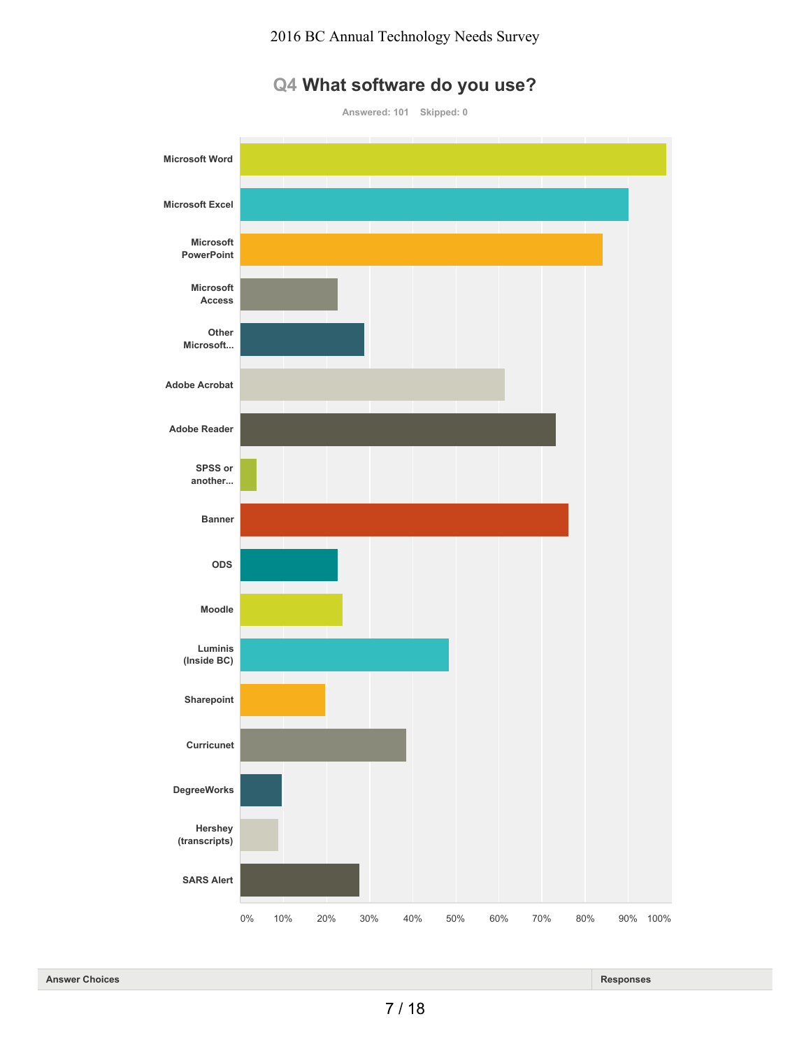## Q4 What software do you use?

Answered: 101 Skipped: 0

Microsoft Word

Microsoft Excel

Microsoft PowerPoint

Microsoft Access

Other Microsoft...

Adobe Acrobat

Adobe Reader

SPSS or another...

Banner

ODS

Moodle

Luminis (Inside BC)

Sharepoint

Curricunet

DegreeWorks

Hershey (transcripts)

SARS Alert

0% 10% 20% 30% 40% 50% 60% 70% 80% 90% 100%

| Answer Choices | Responses |
|---|---|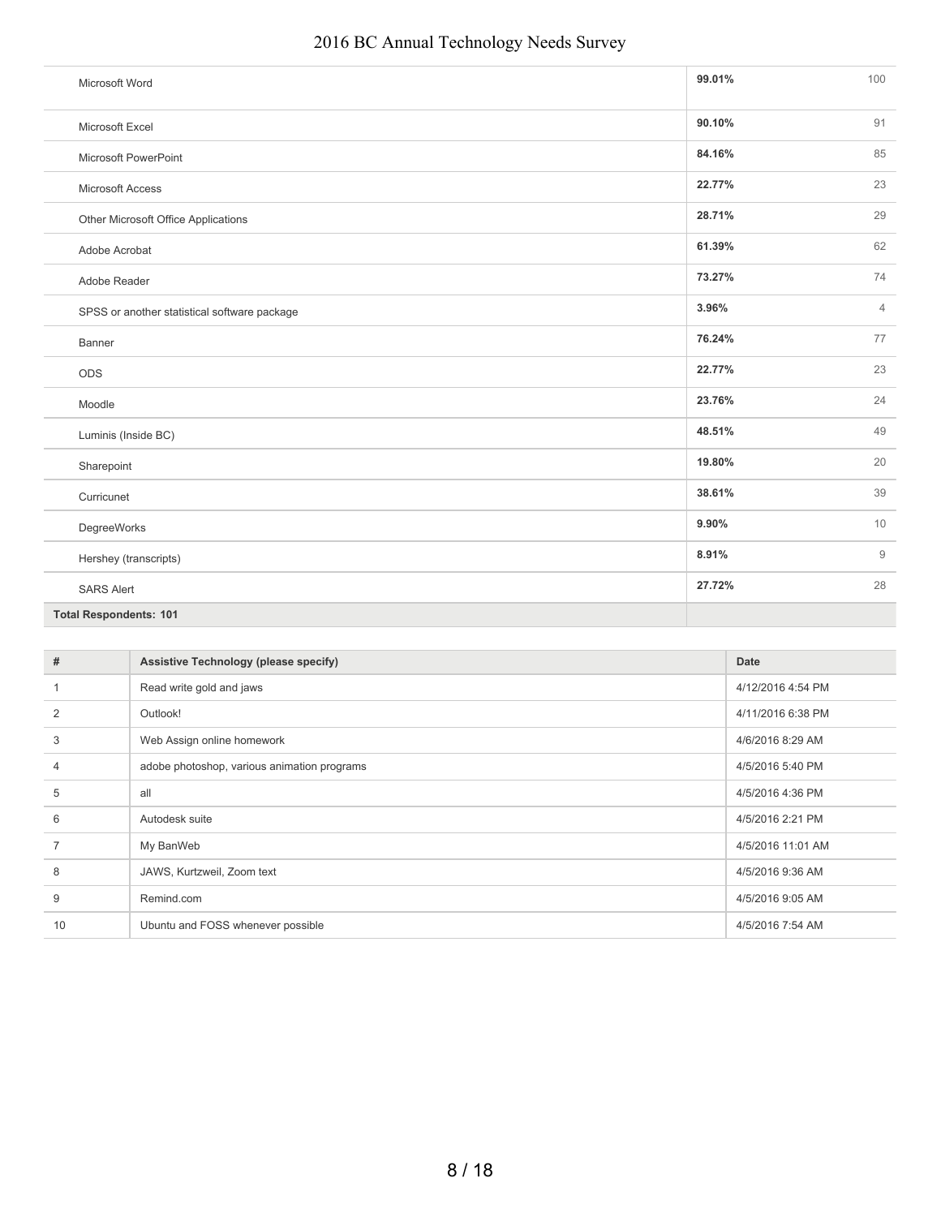| | | |
|---|---|---|
| Microsoft Word | **99.01%** | 100 |
| Microsoft Excel | **90.10%** | 91 |
| Microsoft PowerPoint | **84.16%** | 85 |
| Microsoft Access | **22.77%** | 23 |
| Other Microsoft Office Applications | **28.71%** | 29 |
| Adobe Acrobat | **61.39%** | 62 |
| Adobe Reader | **73.27%** | 74 |
| SPSS or another statistical software package | **3.96%** | 4 |
| Banner | **76.24%** | 77 |
| ODS | **22.77%** | 23 |
| Moodle | **23.76%** | 24 |
| Luminis (Inside BC) | **48.51%** | 49 |
| Sharepoint | **19.80%** | 20 |
| Curricunet | **38.61%** | 39 |
| DegreeWorks | **9.90%** | 10 |
| Hershey (transcripts) | **8.91%** | 9 |
| SARS Alert | **27.72%** | 28 |
| **Total Respondents: 101** | | |

| # | Assistive Technology (please specify) | Date |
|---|---|---|
| 1 | Read write gold and jaws | 4/12/2016 4:54 PM |
| 2 | Outlook! | 4/11/2016 6:38 PM |
| 3 | Web Assign online homework | 4/6/2016 8:29 AM |
| 4 | adobe photoshop, various animation programs | 4/5/2016 5:40 PM |
| 5 | all | 4/5/2016 4:36 PM |
| 6 | Autodesk suite | 4/5/2016 2:21 PM |
| 7 | My BanWeb | 4/5/2016 11:01 AM |
| 8 | JAWS, Kurtzweil, Zoom text | 4/5/2016 9:36 AM |
| 9 | Remind.com | 4/5/2016 9:05 AM |
| 10 | Ubuntu and FOSS whenever possible | 4/5/2016 7:54 AM |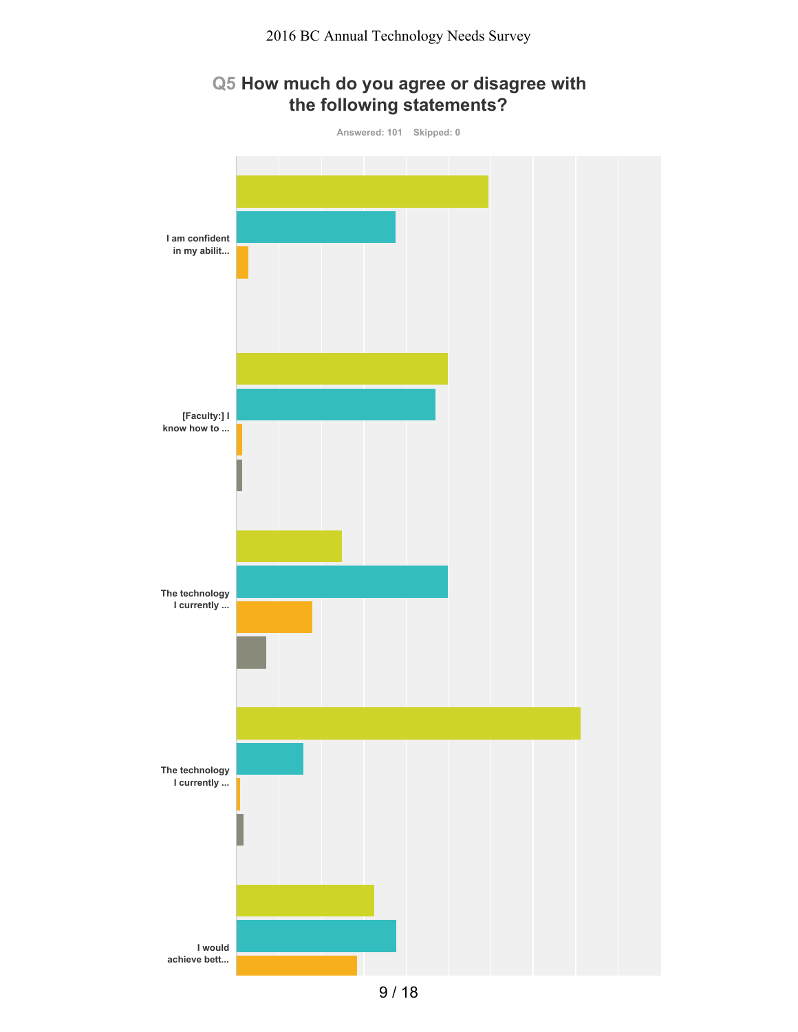## Q5 How much do you agree or disagree with the following statements?

Answered: 101 Skipped: 0

I am confident in my abilit...

[Faculty:] I know how to ...

The technology I currently ...

The technology I currently ...

I would achieve bett...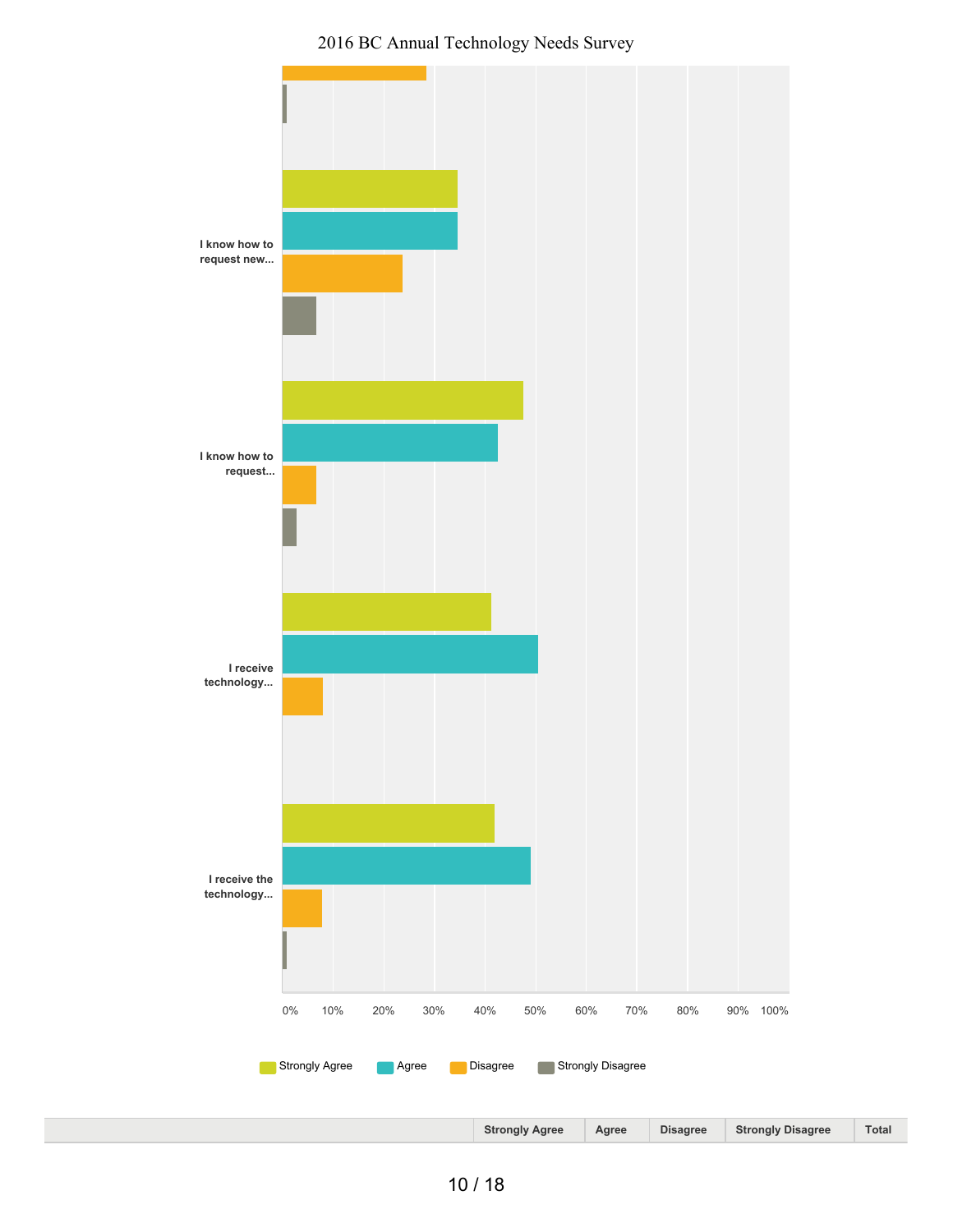I know how to request new...

I know how to request...

I receive technology...

I receive the technology...

0% 10% 20% 30% 40% 50% 60% 70% 80% 90% 100%

Strongly Agree Agree Disagree Strongly Disagree

| | Strongly Agree | Agree | Disagree | Strongly Disagree | Total |
|---|---|---|---|---|---|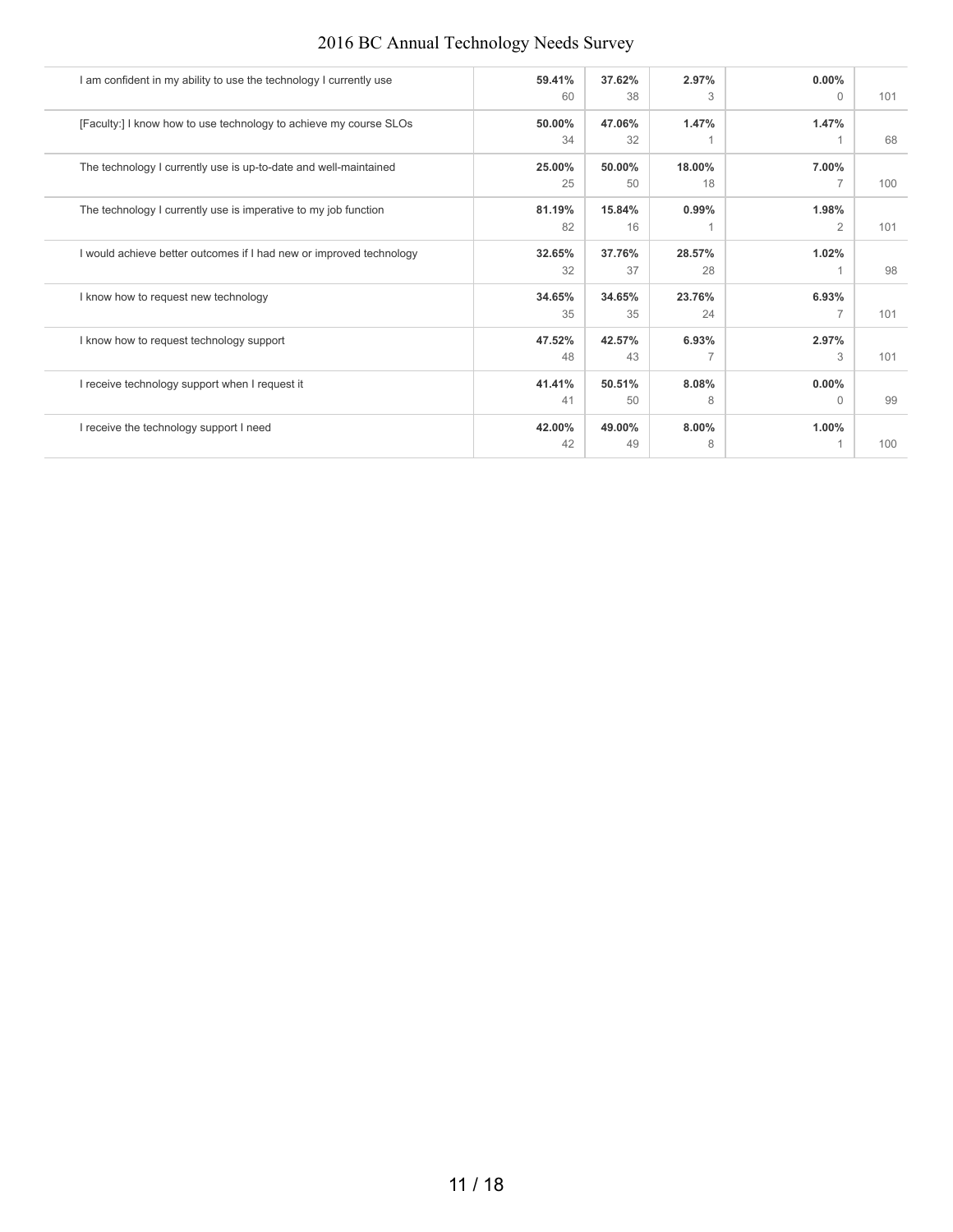|  |  |  |  |  |  |
|---|---|---|---|---|---|
| I am confident in my ability to use the technology I currently use | **59.41%** 60 | **37.62%** 38 | **2.97%** 3 | **0.00%** 0 | 101 |
| [Faculty:] I know how to use technology to achieve my course SLOs | **50.00%** 34 | **47.06%** 32 | **1.47%** 1 | **1.47%** 1 | 68 |
| The technology I currently use is up-to-date and well-maintained | **25.00%** 25 | **50.00%** 50 | **18.00%** 18 | **7.00%** 7 | 100 |
| The technology I currently use is imperative to my job function | **81.19%** 82 | **15.84%** 16 | **0.99%** 1 | **1.98%** 2 | 101 |
| I would achieve better outcomes if I had new or improved technology | **32.65%** 32 | **37.76%** 37 | **28.57%** 28 | **1.02%** 1 | 98 |
| I know how to request new technology | **34.65%** 35 | **34.65%** 35 | **23.76%** 24 | **6.93%** 7 | 101 |
| I know how to request technology support | **47.52%** 48 | **42.57%** 43 | **6.93%** 7 | **2.97%** 3 | 101 |
| I receive technology support when I request it | **41.41%** 41 | **50.51%** 50 | **8.08%** 8 | **0.00%** 0 | 99 |
| I receive the technology support I need | **42.00%** 42 | **49.00%** 49 | **8.00%** 8 | **1.00%** 1 | 100 |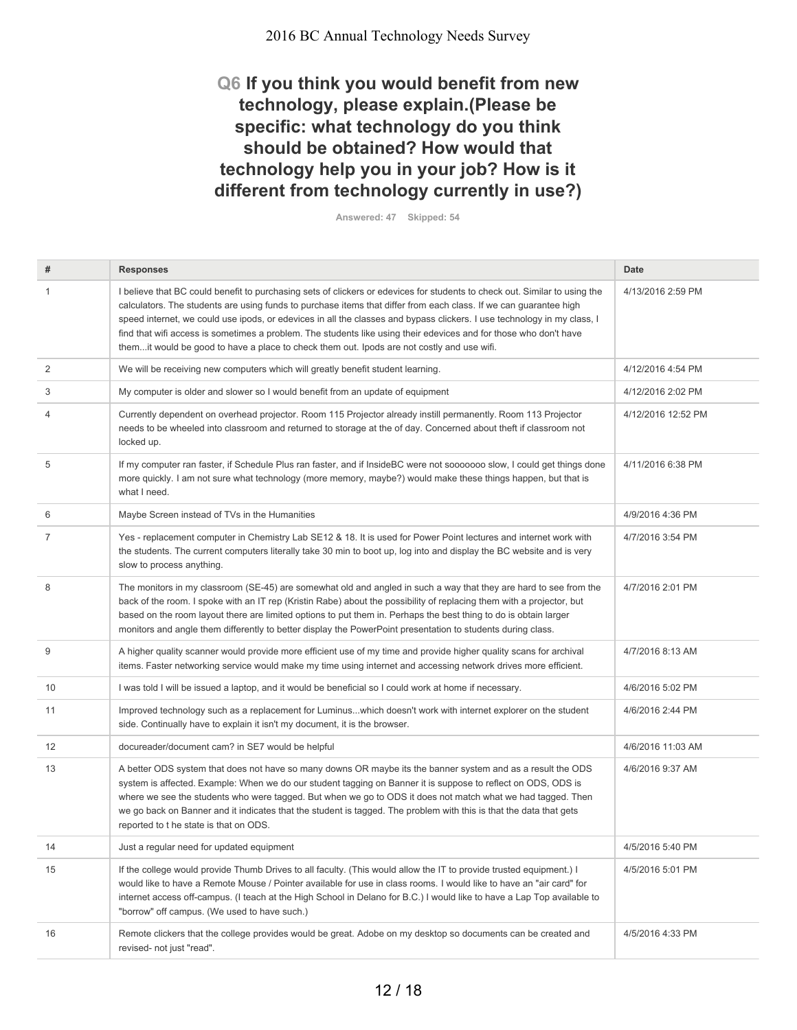## Q6 If you think you would benefit from new technology, please explain.(Please be specific: what technology do you think should be obtained? How would that technology help you in your job? How is it different from technology currently in use?)

Answered: 47 Skipped: 54

| # | Responses | Date |
|---|---|---|
| 1 | I believe that BC could benefit to purchasing sets of clickers or edevices for students to check out. Similar to using the calculators. The students are using funds to purchase items that differ from each class. If we can guarantee high speed internet, we could use ipods, or edevices in all the classes and bypass clickers. I use technology in my class, I find that wifi access is sometimes a problem. The students like using their edevices and for those who don't have them...it would be good to have a place to check them out. Ipods are not costly and use wifi. | 4/13/2016 2:59 PM |
| 2 | We will be receiving new computers which will greatly benefit student learning. | 4/12/2016 4:54 PM |
| 3 | My computer is older and slower so I would benefit from an update of equipment | 4/12/2016 2:02 PM |
| 4 | Currently dependent on overhead projector. Room 115 Projector already instill permanently. Room 113 Projector needs to be wheeled into classroom and returned to storage at the of day. Concerned about theft if classroom not locked up. | 4/12/2016 12:52 PM |
| 5 | If my computer ran faster, if Schedule Plus ran faster, and if InsideBC were not sooooooo slow, I could get things done more quickly. I am not sure what technology (more memory, maybe?) would make these things happen, but that is what I need. | 4/11/2016 6:38 PM |
| 6 | Maybe Screen instead of TVs in the Humanities | 4/9/2016 4:36 PM |
| 7 | Yes - replacement computer in Chemistry Lab SE12 & 18. It is used for Power Point lectures and internet work with the students. The current computers literally take 30 min to boot up, log into and display the BC website and is very slow to process anything. | 4/7/2016 3:54 PM |
| 8 | The monitors in my classroom (SE-45) are somewhat old and angled in such a way that they are hard to see from the back of the room. I spoke with an IT rep (Kristin Rabe) about the possibility of replacing them with a projector, but based on the room layout there are limited options to put them in. Perhaps the best thing to do is obtain larger monitors and angle them differently to better display the PowerPoint presentation to students during class. | 4/7/2016 2:01 PM |
| 9 | A higher quality scanner would provide more efficient use of my time and provide higher quality scans for archival items. Faster networking service would make my time using internet and accessing network drives more efficient. | 4/7/2016 8:13 AM |
| 10 | I was told I will be issued a laptop, and it would be beneficial so I could work at home if necessary. | 4/6/2016 5:02 PM |
| 11 | Improved technology such as a replacement for Luminus...which doesn't work with internet explorer on the student side. Continually have to explain it isn't my document, it is the browser. | 4/6/2016 2:44 PM |
| 12 | docureader/document cam? in SE7 would be helpful | 4/6/2016 11:03 AM |
| 13 | A better ODS system that does not have so many downs OR maybe its the banner system and as a result the ODS system is affected. Example: When we do our student tagging on Banner it is suppose to reflect on ODS, ODS is where we see the students who were tagged. But when we go to ODS it does not match what we had tagged. Then we go back on Banner and it indicates that the student is tagged. The problem with this is that the data that gets reported to t he state is that on ODS. | 4/6/2016 9:37 AM |
| 14 | Just a regular need for updated equipment | 4/5/2016 5:40 PM |
| 15 | If the college would provide Thumb Drives to all faculty. (This would allow the IT to provide trusted equipment.) I would like to have a Remote Mouse / Pointer available for use in class rooms. I would like to have an "air card" for internet access off-campus. (I teach at the High School in Delano for B.C.) I would like to have a Lap Top available to "borrow" off campus. (We used to have such.) | 4/5/2016 5:01 PM |
| 16 | Remote clickers that the college provides would be great. Adobe on my desktop so documents can be created and revised- not just "read". | 4/5/2016 4:33 PM |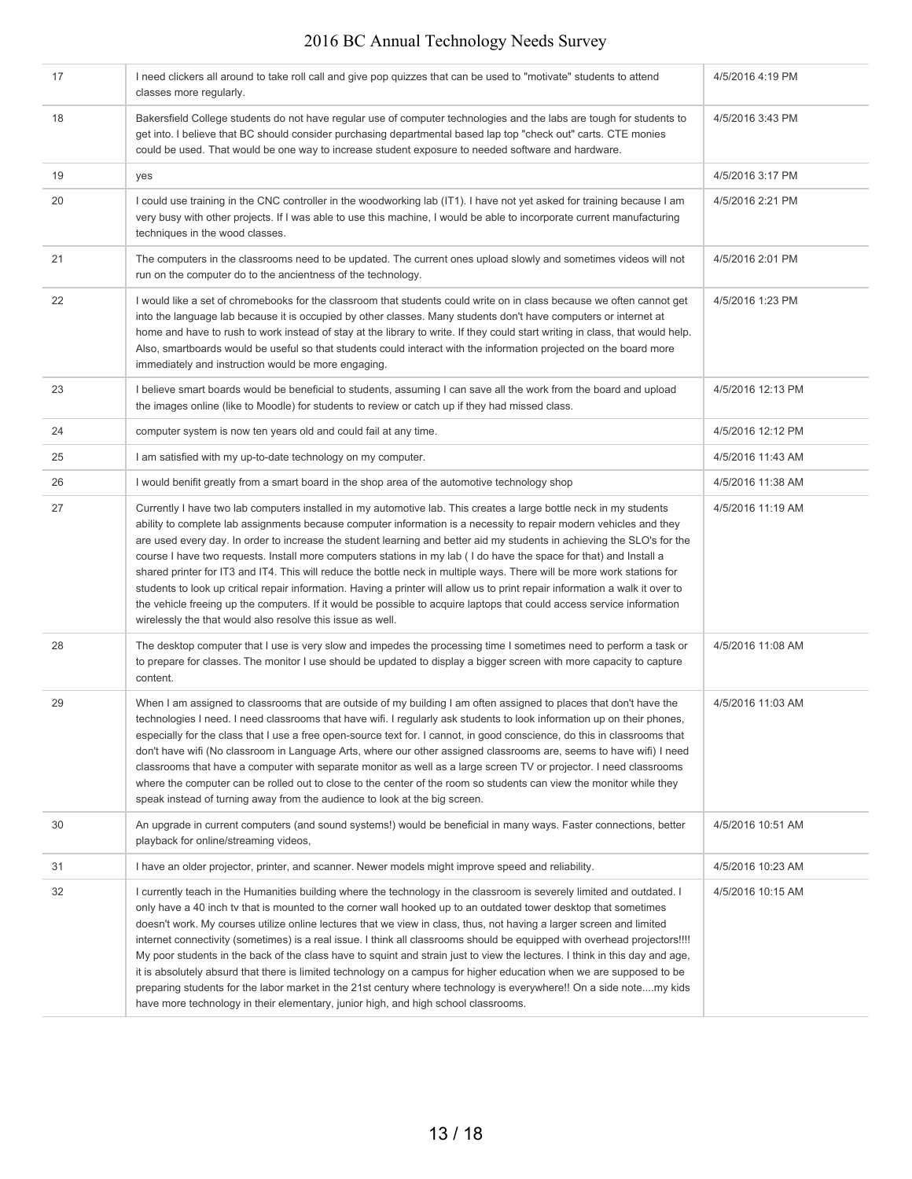| | | |
|---|---|---|
| 17 | I need clickers all around to take roll call and give pop quizzes that can be used to "motivate" students to attend classes more regularly. | 4/5/2016 4:19 PM |
| 18 | Bakersfield College students do not have regular use of computer technologies and the labs are tough for students to get into. I believe that BC should consider purchasing departmental based lap top "check out" carts. CTE monies could be used. That would be one way to increase student exposure to needed software and hardware. | 4/5/2016 3:43 PM |
| 19 | yes | 4/5/2016 3:17 PM |
| 20 | I could use training in the CNC controller in the woodworking lab (IT1). I have not yet asked for training because I am very busy with other projects. If I was able to use this machine, I would be able to incorporate current manufacturing techniques in the wood classes. | 4/5/2016 2:21 PM |
| 21 | The computers in the classrooms need to be updated. The current ones upload slowly and sometimes videos will not run on the computer do to the ancientness of the technology. | 4/5/2016 2:01 PM |
| 22 | I would like a set of chromebooks for the classroom that students could write on in class because we often cannot get into the language lab because it is occupied by other classes. Many students don't have computers or internet at home and have to rush to work instead of stay at the library to write. If they could start writing in class, that would help. Also, smartboards would be useful so that students could interact with the information projected on the board more immediately and instruction would be more engaging. | 4/5/2016 1:23 PM |
| 23 | I believe smart boards would be beneficial to students, assuming I can save all the work from the board and upload the images online (like to Moodle) for students to review or catch up if they had missed class. | 4/5/2016 12:13 PM |
| 24 | computer system is now ten years old and could fail at any time. | 4/5/2016 12:12 PM |
| 25 | I am satisfied with my up-to-date technology on my computer. | 4/5/2016 11:43 AM |
| 26 | I would benifit greatly from a smart board in the shop area of the automotive technology shop | 4/5/2016 11:38 AM |
| 27 | Currently I have two lab computers installed in my automotive lab. This creates a large bottle neck in my students ability to complete lab assignments because computer information is a necessity to repair modern vehicles and they are used every day. In order to increase the student learning and better aid my students in achieving the SLO's for the course I have two requests. Install more computers stations in my lab ( I do have the space for that) and Install a shared printer for IT3 and IT4. This will reduce the bottle neck in multiple ways. There will be more work stations for students to look up critical repair information. Having a printer will allow us to print repair information a walk it over to the vehicle freeing up the computers. If it would be possible to acquire laptops that could access service information wirelessly the that would also resolve this issue as well. | 4/5/2016 11:19 AM |
| 28 | The desktop computer that I use is very slow and impedes the processing time I sometimes need to perform a task or to prepare for classes. The monitor I use should be updated to display a bigger screen with more capacity to capture content. | 4/5/2016 11:08 AM |
| 29 | When I am assigned to classrooms that are outside of my building I am often assigned to places that don't have the technologies I need. I need classrooms that have wifi. I regularly ask students to look information up on their phones, especially for the class that I use a free open-source text for. I cannot, in good conscience, do this in classrooms that don't have wifi (No classroom in Language Arts, where our other assigned classrooms are, seems to have wifi) I need classrooms that have a computer with separate monitor as well as a large screen TV or projector. I need classrooms where the computer can be rolled out to close to the center of the room so students can view the monitor while they speak instead of turning away from the audience to look at the big screen. | 4/5/2016 11:03 AM |
| 30 | An upgrade in current computers (and sound systems!) would be beneficial in many ways. Faster connections, better playback for online/streaming videos, | 4/5/2016 10:51 AM |
| 31 | I have an older projector, printer, and scanner. Newer models might improve speed and reliability. | 4/5/2016 10:23 AM |
| 32 | I currently teach in the Humanities building where the technology in the classroom is severely limited and outdated. I only have a 40 inch tv that is mounted to the corner wall hooked up to an outdated tower desktop that sometimes doesn't work. My courses utilize online lectures that we view in class, thus, not having a larger screen and limited internet connectivity (sometimes) is a real issue. I think all classrooms should be equipped with overhead projectors!!!! My poor students in the back of the class have to squint and strain just to view the lectures. I think in this day and age, it is absolutely absurd that there is limited technology on a campus for higher education when we are supposed to be preparing students for the labor market in the 21st century where technology is everywhere!! On a side note....my kids have more technology in their elementary, junior high, and high school classrooms. | 4/5/2016 10:15 AM |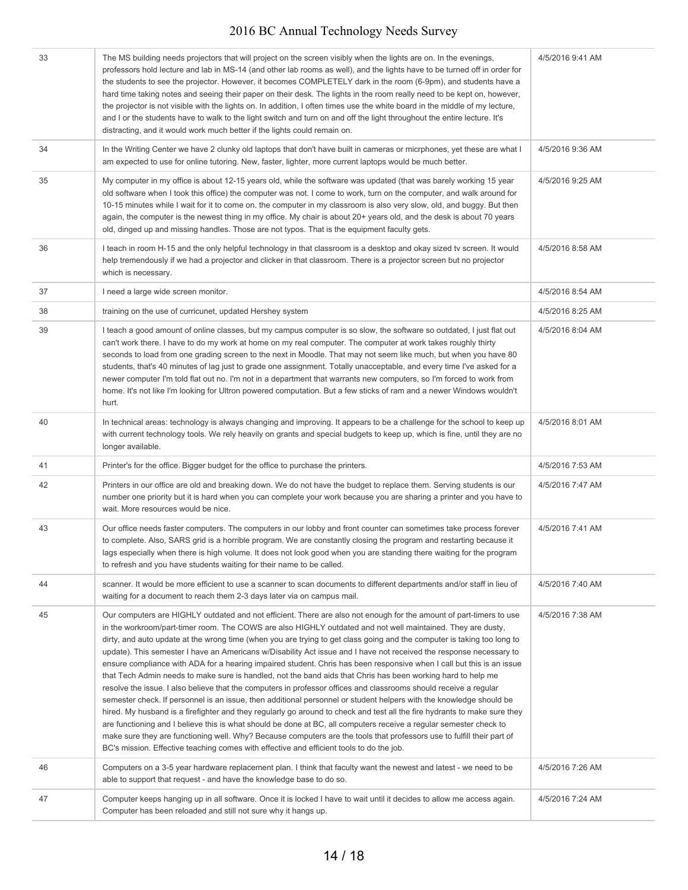| | | |
|---|---|---|
| 33 | The MS building needs projectors that will project on the screen visibly when the lights are on. In the evenings, professors hold lecture and lab in MS-14 (and other lab rooms as well), and the lights have to be turned off in order for the students to see the projector. However, it becomes COMPLETELY dark in the room (6-9pm), and students have a hard time taking notes and seeing their paper on their desk. The lights in the room really need to be kept on, however, the projector is not visible with the lights on. In addition, I often times use the white board in the middle of my lecture, and I or the students have to walk to the light switch and turn on and off the light throughout the entire lecture. It's distracting, and it would work much better if the lights could remain on. | 4/5/2016 9:41 AM |
| 34 | In the Writing Center we have 2 clunky old laptops that don't have built in cameras or micrphones, yet these are what I am expected to use for online tutoring. New, faster, lighter, more current laptops would be much better. | 4/5/2016 9:36 AM |
| 35 | My computer in my office is about 12-15 years old, while the software was updated (that was barely working 15 year old software when I took this office) the computer was not. I come to work, turn on the computer, and walk around for 10-15 minutes while I wait for it to come on. the computer in my classroom is also very slow, old, and buggy. But then again, the computer is the newest thing in my office. My chair is about 20+ years old, and the desk is about 70 years old, dinged up and missing handles. Those are not typos. That is the equipment faculty gets. | 4/5/2016 9:25 AM |
| 36 | I teach in room H-15 and the only helpful technology in that classroom is a desktop and okay sized tv screen. It would help tremendously if we had a projector and clicker in that classroom. There is a projector screen but no projector which is necessary. | 4/5/2016 8:58 AM |
| 37 | I need a large wide screen monitor. | 4/5/2016 8:54 AM |
| 38 | training on the use of curricunet, updated Hershey system | 4/5/2016 8:25 AM |
| 39 | I teach a good amount of online classes, but my campus computer is so slow, the software so outdated, I just flat out can't work there. I have to do my work at home on my real computer. The computer at work takes roughly thirty seconds to load from one grading screen to the next in Moodle. That may not seem like much, but when you have 80 students, that's 40 minutes of lag just to grade one assignment. Totally unacceptable, and every time I've asked for a newer computer I'm told flat out no. I'm not in a department that warrants new computers, so I'm forced to work from home. It's not like I'm looking for Ultron powered computation. But a few sticks of ram and a newer Windows wouldn't hurt. | 4/5/2016 8:04 AM |
| 40 | In technical areas: technology is always changing and improving. It appears to be a challenge for the school to keep up with current technology tools. We rely heavily on grants and special budgets to keep up, which is fine, until they are no longer available. | 4/5/2016 8:01 AM |
| 41 | Printer's for the office. Bigger budget for the office to purchase the printers. | 4/5/2016 7:53 AM |
| 42 | Printers in our office are old and breaking down. We do not have the budget to replace them. Serving students is our number one priority but it is hard when you can complete your work because you are sharing a printer and you have to wait. More resources would be nice. | 4/5/2016 7:47 AM |
| 43 | Our office needs faster computers. The computers in our lobby and front counter can sometimes take process forever to complete. Also, SARS grid is a horrible program. We are constantly closing the program and restarting because it lags especially when there is high volume. It does not look good when you are standing there waiting for the program to refresh and you have students waiting for their name to be called. | 4/5/2016 7:41 AM |
| 44 | scanner. It would be more efficient to use a scanner to scan documents to different departments and/or staff in lieu of waiting for a document to reach them 2-3 days later via on campus mail. | 4/5/2016 7:40 AM |
| 45 | Our computers are HIGHLY outdated and not efficient. There are also not enough for the amount of part-timers to use in the workroom/part-timer room. The COWS are also HIGHLY outdated and not well maintained. They are dusty, dirty, and auto update at the wrong time (when you are trying to get class going and the computer is taking too long to update). This semester I have an Americans w/Disability Act issue and I have not received the response necessary to ensure compliance with ADA for a hearing impaired student. Chris has been responsive when I call but this is an issue that Tech Admin needs to make sure is handled, not the band aids that Chris has been working hard to help me resolve the issue. I also believe that the computers in professor offices and classrooms should receive a regular semester check. If personnel is an issue, then additional personnel or student helpers with the knowledge should be hired. My husband is a firefighter and they regularly go around to check and test all the fire hydrants to make sure they are functioning and I believe this is what should be done at BC, all computers receive a regular semester check to make sure they are functioning well. Why? Because computers are the tools that professors use to fulfill their part of BC's mission. Effective teaching comes with effective and efficient tools to do the job. | 4/5/2016 7:38 AM |
| 46 | Computers on a 3-5 year hardware replacement plan. I think that faculty want the newest and latest - we need to be able to support that request - and have the knowledge base to do so. | 4/5/2016 7:26 AM |
| 47 | Computer keeps hanging up in all software. Once it is locked I have to wait until it decides to allow me access again. Computer has been reloaded and still not sure why it hangs up. | 4/5/2016 7:24 AM |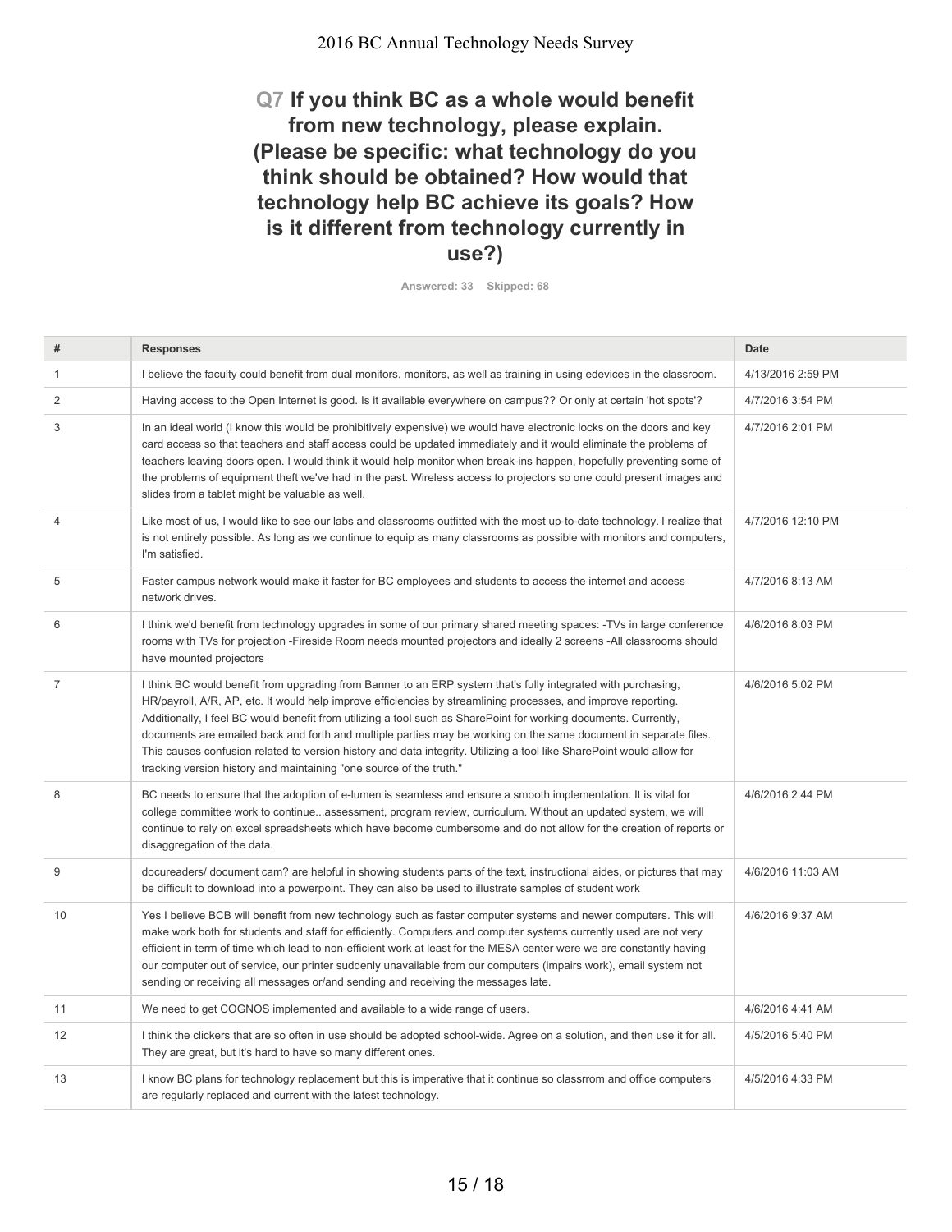## Q7 If you think BC as a whole would benefit from new technology, please explain. (Please be specific: what technology do you think should be obtained? How would that technology help BC achieve its goals? How is it different from technology currently in use?)

Answered: 33 Skipped: 68

| # | Responses | Date |
|---|---|---|
| 1 | I believe the faculty could benefit from dual monitors, monitors, as well as training in using edevices in the classroom. | 4/13/2016 2:59 PM |
| 2 | Having access to the Open Internet is good. Is it available everywhere on campus?? Or only at certain 'hot spots'? | 4/7/2016 3:54 PM |
| 3 | In an ideal world (I know this would be prohibitively expensive) we would have electronic locks on the doors and key card access so that teachers and staff access could be updated immediately and it would eliminate the problems of teachers leaving doors open. I would think it would help monitor when break-ins happen, hopefully preventing some of the problems of equipment theft we've had in the past. Wireless access to projectors so one could present images and slides from a tablet might be valuable as well. | 4/7/2016 2:01 PM |
| 4 | Like most of us, I would like to see our labs and classrooms outfitted with the most up-to-date technology. I realize that is not entirely possible. As long as we continue to equip as many classrooms as possible with monitors and computers, I'm satisfied. | 4/7/2016 12:10 PM |
| 5 | Faster campus network would make it faster for BC employees and students to access the internet and access network drives. | 4/7/2016 8:13 AM |
| 6 | I think we'd benefit from technology upgrades in some of our primary shared meeting spaces: -TVs in large conference rooms with TVs for projection -Fireside Room needs mounted projectors and ideally 2 screens -All classrooms should have mounted projectors | 4/6/2016 8:03 PM |
| 7 | I think BC would benefit from upgrading from Banner to an ERP system that's fully integrated with purchasing, HR/payroll, A/R, AP, etc. It would help improve efficiencies by streamlining processes, and improve reporting. Additionally, I feel BC would benefit from utilizing a tool such as SharePoint for working documents. Currently, documents are emailed back and forth and multiple parties may be working on the same document in separate files. This causes confusion related to version history and data integrity. Utilizing a tool like SharePoint would allow for tracking version history and maintaining "one source of the truth." | 4/6/2016 5:02 PM |
| 8 | BC needs to ensure that the adoption of e-lumen is seamless and ensure a smooth implementation. It is vital for college committee work to continue...assessment, program review, curriculum. Without an updated system, we will continue to rely on excel spreadsheets which have become cumbersome and do not allow for the creation of reports or disaggregation of the data. | 4/6/2016 2:44 PM |
| 9 | docureaders/ document cam? are helpful in showing students parts of the text, instructional aides, or pictures that may be difficult to download into a powerpoint. They can also be used to illustrate samples of student work | 4/6/2016 11:03 AM |
| 10 | Yes I believe BCB will benefit from new technology such as faster computer systems and newer computers. This will make work both for students and staff for efficiently. Computers and computer systems currently used are not very efficient in term of time which lead to non-efficient work at least for the MESA center were we are constantly having our computer out of service, our printer suddenly unavailable from our computers (impairs work), email system not sending or receiving all messages or/and sending and receiving the messages late. | 4/6/2016 9:37 AM |
| 11 | We need to get COGNOS implemented and available to a wide range of users. | 4/6/2016 4:41 AM |
| 12 | I think the clickers that are so often in use should be adopted school-wide. Agree on a solution, and then use it for all. They are great, but it's hard to have so many different ones. | 4/5/2016 5:40 PM |
| 13 | I know BC plans for technology replacement but this is imperative that it continue so classrrom and office computers are regularly replaced and current with the latest technology. | 4/5/2016 4:33 PM |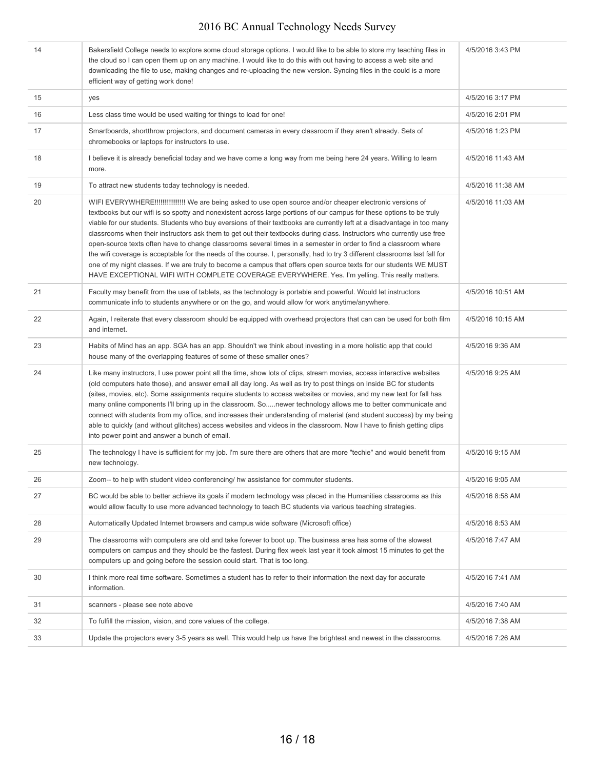| | | |
|---|---|---|
| 14 | Bakersfield College needs to explore some cloud storage options. I would like to be able to store my teaching files in the cloud so I can open them up on any machine. I would like to do this with out having to access a web site and downloading the file to use, making changes and re-uploading the new version. Syncing files in the could is a more efficient way of getting work done! | 4/5/2016 3:43 PM |
| 15 | yes | 4/5/2016 3:17 PM |
| 16 | Less class time would be used waiting for things to load for one! | 4/5/2016 2:01 PM |
| 17 | Smartboards, shortthrow projectors, and document cameras in every classroom if they aren't already. Sets of chromebooks or laptops for instructors to use. | 4/5/2016 1:23 PM |
| 18 | I believe it is already beneficial today and we have come a long way from me being here 24 years. Willing to learn more. | 4/5/2016 11:43 AM |
| 19 | To attract new students today technology is needed. | 4/5/2016 11:38 AM |
| 20 | WIFI EVERYWHERE!!!!!!!!!!!!!!!! We are being asked to use open source and/or cheaper electronic versions of textbooks but our wifi is so spotty and nonexistent across large portions of our campus for these options to be truly viable for our students. Students who buy eversions of their textbooks are currently left at a disadvantage in too many classrooms when their instructors ask them to get out their textbooks during class. Instructors who currently use free open-source texts often have to change classrooms several times in a semester in order to find a classroom where the wifi coverage is acceptable for the needs of the course. I, personally, had to try 3 different classrooms last fall for one of my night classes. If we are truly to become a campus that offers open source texts for our students WE MUST HAVE EXCEPTIONAL WIFI WITH COMPLETE COVERAGE EVERYWHERE. Yes. I'm yelling. This really matters. | 4/5/2016 11:03 AM |
| 21 | Faculty may benefit from the use of tablets, as the technology is portable and powerful. Would let instructors communicate info to students anywhere or on the go, and would allow for work anytime/anywhere. | 4/5/2016 10:51 AM |
| 22 | Again, I reiterate that every classroom should be equipped with overhead projectors that can can be used for both film and internet. | 4/5/2016 10:15 AM |
| 23 | Habits of Mind has an app. SGA has an app. Shouldn't we think about investing in a more holistic app that could house many of the overlapping features of some of these smaller ones? | 4/5/2016 9:36 AM |
| 24 | Like many instructors, I use power point all the time, show lots of clips, stream movies, access interactive websites (old computers hate those), and answer email all day long. As well as try to post things on Inside BC for students (sites, movies, etc). Some assignments require students to access websites or movies, and my new text for fall has many online components I'll bring up in the classroom. So.....newer technology allows me to better communicate and connect with students from my office, and increases their understanding of material (and student success) by my being able to quickly (and without glitches) access websites and videos in the classroom. Now I have to finish getting clips into power point and answer a bunch of email. | 4/5/2016 9:25 AM |
| 25 | The technology I have is sufficient for my job. I'm sure there are others that are more "techie" and would benefit from new technology. | 4/5/2016 9:15 AM |
| 26 | Zoom-- to help with student video conferencing/ hw assistance for commuter students. | 4/5/2016 9:05 AM |
| 27 | BC would be able to better achieve its goals if modern technology was placed in the Humanities classrooms as this would allow faculty to use more advanced technology to teach BC students via various teaching strategies. | 4/5/2016 8:58 AM |
| 28 | Automatically Updated Internet browsers and campus wide software (Microsoft office) | 4/5/2016 8:53 AM |
| 29 | The classrooms with computers are old and take forever to boot up. The business area has some of the slowest computers on campus and they should be the fastest. During flex week last year it took almost 15 minutes to get the computers up and going before the session could start. That is too long. | 4/5/2016 7:47 AM |
| 30 | I think more real time software. Sometimes a student has to refer to their information the next day for accurate information. | 4/5/2016 7:41 AM |
| 31 | scanners - please see note above | 4/5/2016 7:40 AM |
| 32 | To fulfill the mission, vision, and core values of the college. | 4/5/2016 7:38 AM |
| 33 | Update the projectors every 3-5 years as well. This would help us have the brightest and newest in the classrooms. | 4/5/2016 7:26 AM |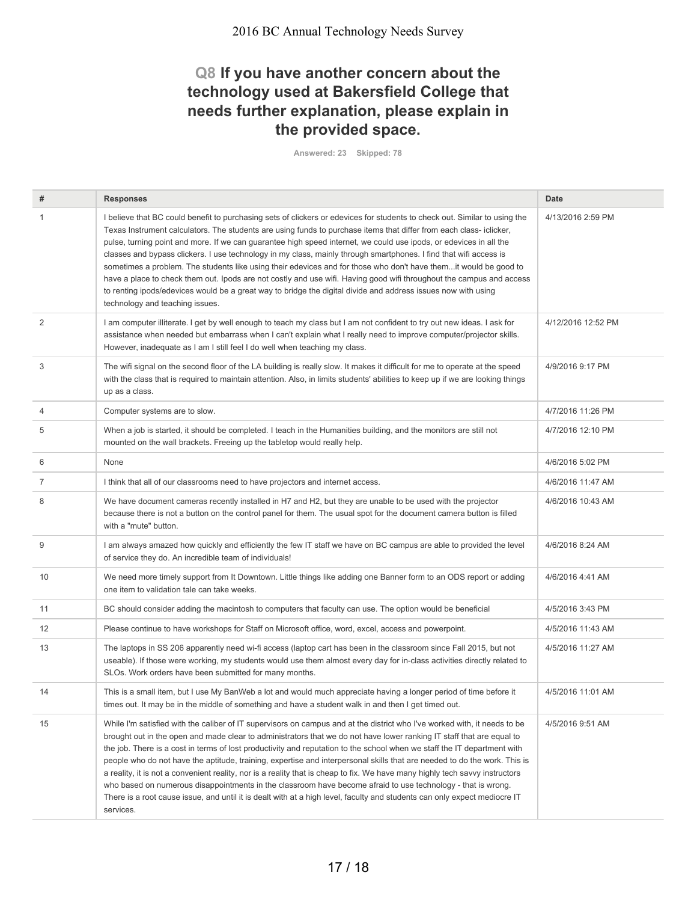## Q8 If you have another concern about the technology used at Bakersfield College that needs further explanation, please explain in the provided space.

Answered: 23 Skipped: 78

| # | Responses | Date |
|---|---|---|
| 1 | I believe that BC could benefit to purchasing sets of clickers or edevices for students to check out. Similar to using the Texas Instrument calculators. The students are using funds to purchase items that differ from each class- iclicker, pulse, turning point and more. If we can guarantee high speed internet, we could use ipods, or edevices in all the classes and bypass clickers. I use technology in my class, mainly through smartphones. I find that wifi access is sometimes a problem. The students like using their edevices and for those who don't have them...it would be good to have a place to check them out. Ipods are not costly and use wifi. Having good wifi throughout the campus and access to renting ipods/edevices would be a great way to bridge the digital divide and address issues now with using technology and teaching issues. | 4/13/2016 2:59 PM |
| 2 | I am computer illiterate. I get by well enough to teach my class but I am not confident to try out new ideas. I ask for assistance when needed but embarrass when I can't explain what I really need to improve computer/projector skills. However, inadequate as I am I still feel I do well when teaching my class. | 4/12/2016 12:52 PM |
| 3 | The wifi signal on the second floor of the LA building is really slow. It makes it difficult for me to operate at the speed with the class that is required to maintain attention. Also, in limits students' abilities to keep up if we are looking things up as a class. | 4/9/2016 9:17 PM |
| 4 | Computer systems are to slow. | 4/7/2016 11:26 PM |
| 5 | When a job is started, it should be completed. I teach in the Humanities building, and the monitors are still not mounted on the wall brackets. Freeing up the tabletop would really help. | 4/7/2016 12:10 PM |
| 6 | None | 4/6/2016 5:02 PM |
| 7 | I think that all of our classrooms need to have projectors and internet access. | 4/6/2016 11:47 AM |
| 8 | We have document cameras recently installed in H7 and H2, but they are unable to be used with the projector because there is not a button on the control panel for them. The usual spot for the document camera button is filled with a "mute" button. | 4/6/2016 10:43 AM |
| 9 | I am always amazed how quickly and efficiently the few IT staff we have on BC campus are able to provided the level of service they do. An incredible team of individuals! | 4/6/2016 8:24 AM |
| 10 | We need more timely support from It Downtown. Little things like adding one Banner form to an ODS report or adding one item to validation tale can take weeks. | 4/6/2016 4:41 AM |
| 11 | BC should consider adding the macintosh to computers that faculty can use. The option would be beneficial | 4/5/2016 3:43 PM |
| 12 | Please continue to have workshops for Staff on Microsoft office, word, excel, access and powerpoint. | 4/5/2016 11:43 AM |
| 13 | The laptops in SS 206 apparently need wi-fi access (laptop cart has been in the classroom since Fall 2015, but not useable). If those were working, my students would use them almost every day for in-class activities directly related to SLOs. Work orders have been submitted for many months. | 4/5/2016 11:27 AM |
| 14 | This is a small item, but I use My BanWeb a lot and would much appreciate having a longer period of time before it times out. It may be in the middle of something and have a student walk in and then I get timed out. | 4/5/2016 11:01 AM |
| 15 | While I'm satisfied with the caliber of IT supervisors on campus and at the district who I've worked with, it needs to be brought out in the open and made clear to administrators that we do not have lower ranking IT staff that are equal to the job. There is a cost in terms of lost productivity and reputation to the school when we staff the IT department with people who do not have the aptitude, training, expertise and interpersonal skills that are needed to do the work. This is a reality, it is not a convenient reality, nor is a reality that is cheap to fix. We have many highly tech savvy instructors who based on numerous disappointments in the classroom have become afraid to use technology - that is wrong. There is a root cause issue, and until it is dealt with at a high level, faculty and students can only expect mediocre IT services. | 4/5/2016 9:51 AM |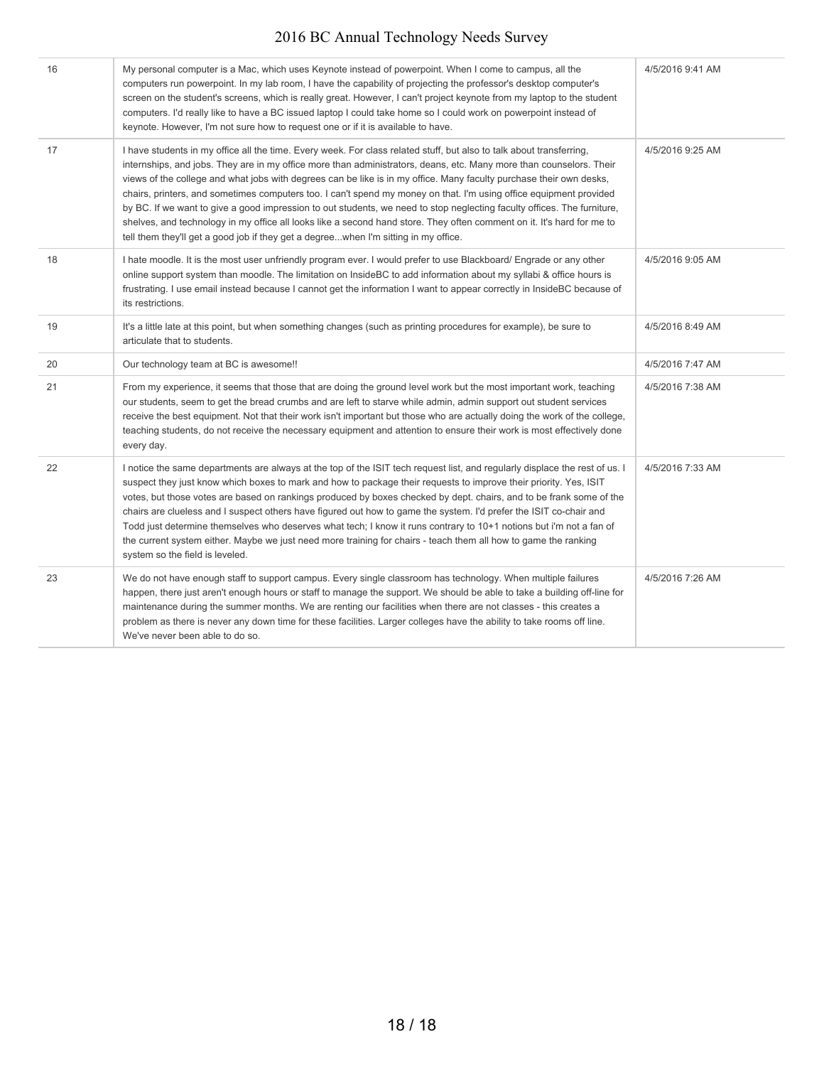| | | |
|---|---|---|
| 16 | My personal computer is a Mac, which uses Keynote instead of powerpoint. When I come to campus, all the computers run powerpoint. In my lab room, I have the capability of projecting the professor's desktop computer's screen on the student's screens, which is really great. However, I can't project keynote from my laptop to the student computers. I'd really like to have a BC issued laptop I could take home so I could work on powerpoint instead of keynote. However, I'm not sure how to request one or if it is available to have. | 4/5/2016 9:41 AM |
| 17 | I have students in my office all the time. Every week. For class related stuff, but also to talk about transferring, internships, and jobs. They are in my office more than administrators, deans, etc. Many more than counselors. Their views of the college and what jobs with degrees can be like is in my office. Many faculty purchase their own desks, chairs, printers, and sometimes computers too. I can't spend my money on that. I'm using office equipment provided by BC. If we want to give a good impression to out students, we need to stop neglecting faculty offices. The furniture, shelves, and technology in my office all looks like a second hand store. They often comment on it. It's hard for me to tell them they'll get a good job if they get a degree...when I'm sitting in my office. | 4/5/2016 9:25 AM |
| 18 | I hate moodle. It is the most user unfriendly program ever. I would prefer to use Blackboard/ Engrade or any other online support system than moodle. The limitation on InsideBC to add information about my syllabi & office hours is frustrating. I use email instead because I cannot get the information I want to appear correctly in InsideBC because of its restrictions. | 4/5/2016 9:05 AM |
| 19 | It's a little late at this point, but when something changes (such as printing procedures for example), be sure to articulate that to students. | 4/5/2016 8:49 AM |
| 20 | Our technology team at BC is awesome!! | 4/5/2016 7:47 AM |
| 21 | From my experience, it seems that those that are doing the ground level work but the most important work, teaching our students, seem to get the bread crumbs and are left to starve while admin, admin support out student services receive the best equipment. Not that their work isn't important but those who are actually doing the work of the college, teaching students, do not receive the necessary equipment and attention to ensure their work is most effectively done every day. | 4/5/2016 7:38 AM |
| 22 | I notice the same departments are always at the top of the ISIT tech request list, and regularly displace the rest of us. I suspect they just know which boxes to mark and how to package their requests to improve their priority. Yes, ISIT votes, but those votes are based on rankings produced by boxes checked by dept. chairs, and to be frank some of the chairs are clueless and I suspect others have figured out how to game the system. I'd prefer the ISIT co-chair and Todd just determine themselves who deserves what tech; I know it runs contrary to 10+1 notions but i'm not a fan of the current system either. Maybe we just need more training for chairs - teach them all how to game the ranking system so the field is leveled. | 4/5/2016 7:33 AM |
| 23 | We do not have enough staff to support campus. Every single classroom has technology. When multiple failures happen, there just aren't enough hours or staff to manage the support. We should be able to take a building off-line for maintenance during the summer months. We are renting our facilities when there are not classes - this creates a problem as there is never any down time for these facilities. Larger colleges have the ability to take rooms off line. We've never been able to do so. | 4/5/2016 7:26 AM |